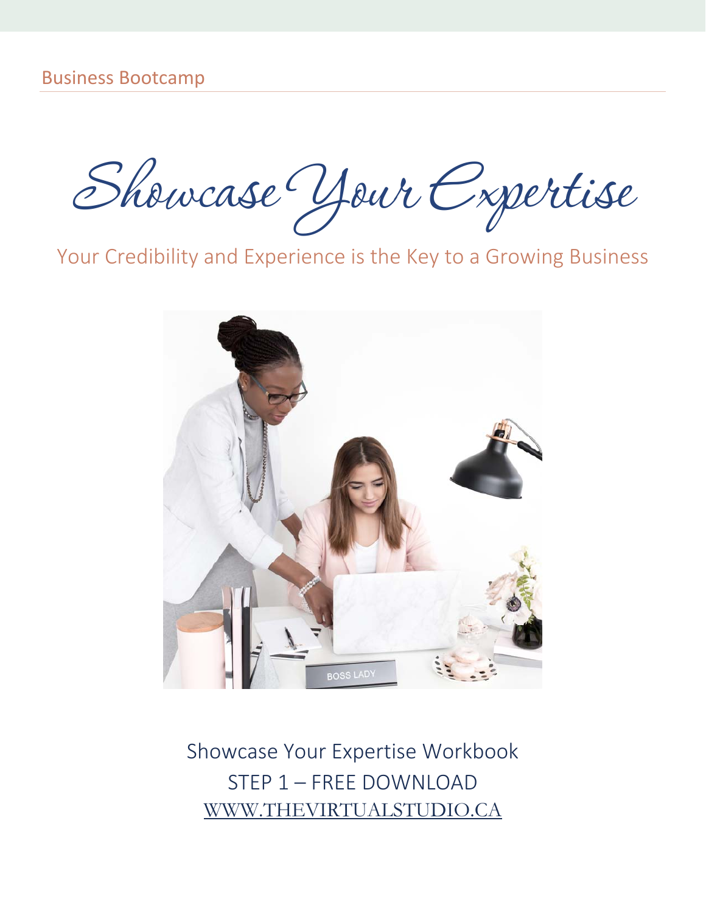Business Bootcamp

# Showcase Your Expertise

Your Credibility and Experience is the Key to a Growing Business

Showcase Your Expertise Workbook

STEP 1 – FREE DOWNLOAD

WWW.THEVIRTUALSTUDIO.CA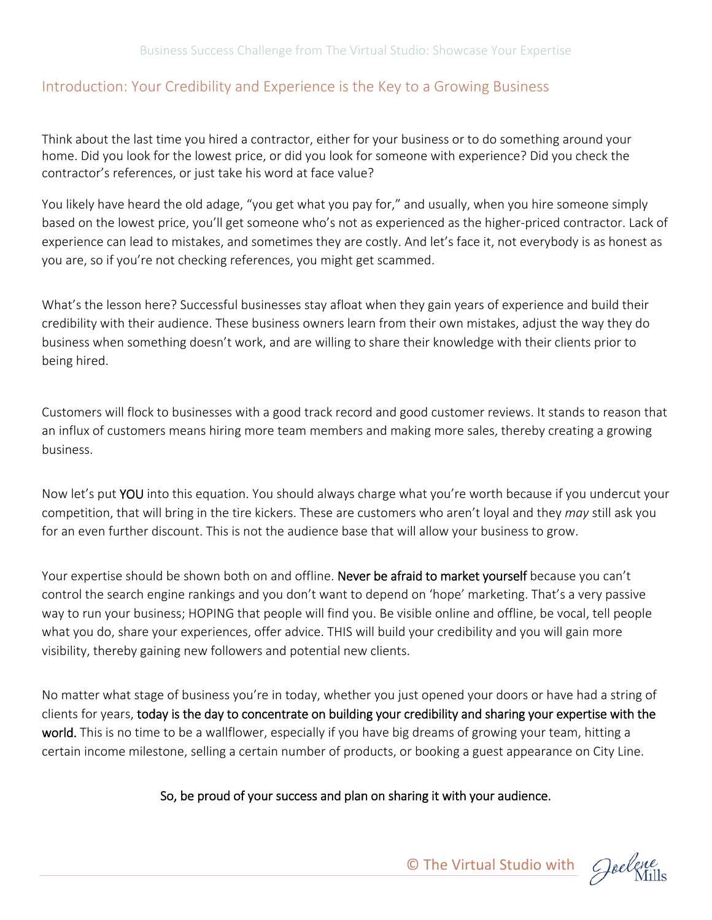## Introduction: Your Credibility and Experience is the Key to a Growing Business

Think about the last time you hired a contractor, either for your business or to do something around your home. Did you look for the lowest price, or did you look for someone with experience? Did you check the contractor's references, or just take his word at face value?

You likely have heard the old adage, "you get what you pay for," and usually, when you hire someone simply based on the lowest price, you'll get someone who's not as experienced as the higher-priced contractor. Lack of experience can lead to mistakes, and sometimes they are costly. And let's face it, not everybody is as honest as you are, so if you're not checking references, you might get scammed.

What's the lesson here? Successful businesses stay afloat when they gain years of experience and build their credibility with their audience. These business owners learn from their own mistakes, adjust the way they do business when something doesn't work, and are willing to share their knowledge with their clients prior to being hired.

Customers will flock to businesses with a good track record and good customer reviews. It stands to reason that an influx of customers means hiring more team members and making more sales, thereby creating a growing business.

Now let's put YOU into this equation. You should always charge what you're worth because if you undercut your competition, that will bring in the tire kickers. These are customers who aren't loyal and they *may* still ask you for an even further discount. This is not the audience base that will allow your business to grow.

Your expertise should be shown both on and offline. Never be afraid to market yourself because you can't control the search engine rankings and you don't want to depend on 'hope' marketing. That's a very passive way to run your business; HOPING that people will find you. Be visible online and offline, be vocal, tell people what you do, share your experiences, offer advice. THIS will build your credibility and you will gain more visibility, thereby gaining new followers and potential new clients.

No matter what stage of business you're in today, whether you just opened your doors or have had a string of clients for years, today is the day to concentrate on building your credibility and sharing your expertise with the world. This is no time to be a wallflower, especially if you have big dreams of growing your team, hitting a certain income milestone, selling a certain number of products, or booking a guest appearance on City Line.

So, be proud of your success and plan on sharing it with your audience.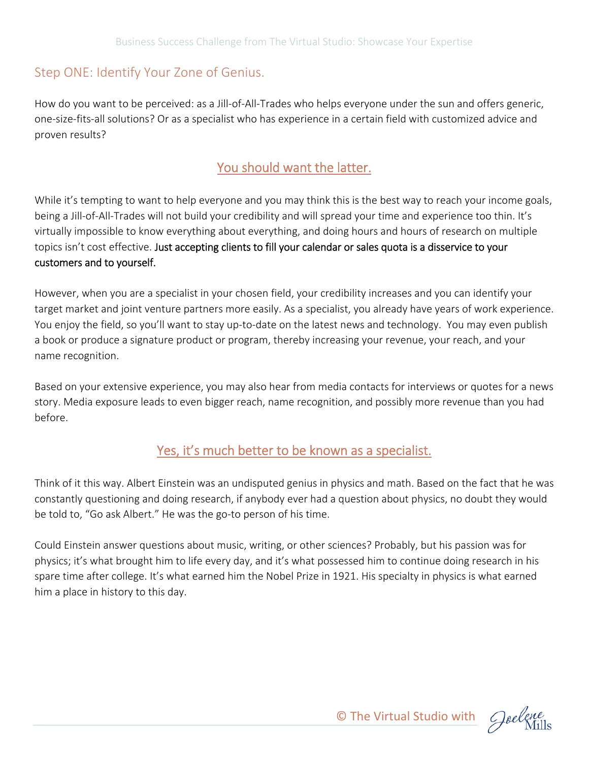## Step ONE: Identify Your Zone of Genius.

How do you want to be perceived: as a Jill-of-All-Trades who helps everyone under the sun and offers generic, one-size-fits-all solutions? Or as a specialist who has experience in a certain field with customized advice and proven results?

### You should want the latter.

While it's tempting to want to help everyone and you may think this is the best way to reach your income goals, being a Jill-of-All-Trades will not build your credibility and will spread your time and experience too thin. It's virtually impossible to know everything about everything, and doing hours and hours of research on multiple topics isn't cost effective. Just accepting clients to fill your calendar or sales quota is a disservice to your customers and to yourself.

However, when you are a specialist in your chosen field, your credibility increases and you can identify your target market and joint venture partners more easily. As a specialist, you already have years of work experience. You enjoy the field, so you'll want to stay up-to-date on the latest news and technology. You may even publish a book or produce a signature product or program, thereby increasing your revenue, your reach, and your name recognition.

Based on your extensive experience, you may also hear from media contacts for interviews or quotes for a news story. Media exposure leads to even bigger reach, name recognition, and possibly more revenue than you had before.

### Yes, it's much better to be known as a specialist.

Think of it this way. Albert Einstein was an undisputed genius in physics and math. Based on the fact that he was constantly questioning and doing research, if anybody ever had a question about physics, no doubt they would be told to, "Go ask Albert." He was the go-to person of his time.

Could Einstein answer questions about music, writing, or other sciences? Probably, but his passion was for physics; it's what brought him to life every day, and it's what possessed him to continue doing research in his spare time after college. It's what earned him the Nobel Prize in 1921. His specialty in physics is what earned him a place in history to this day.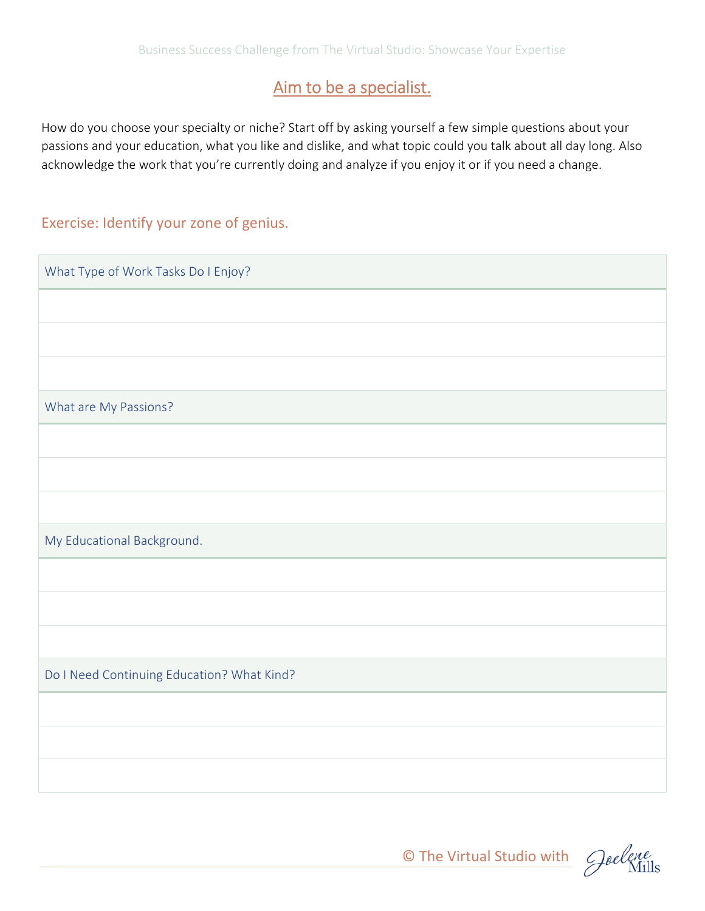## Aim to be a specialist.

How do you choose your specialty or niche? Start off by asking yourself a few simple questions about your passions and your education, what you like and dislike, and what topic could you talk about all day long. Also acknowledge the work that you're currently doing and analyze if you enjoy it or if you need a change.

### Exercise: Identify your zone of genius.

| What Type of Work Tasks Do I Enjoy? |
| --- |
| |
| |
| |
| **What are My Passions?** |
| |
| |
| |
| **My Educational Background.** |
| |
| |
| |
| **Do I Need Continuing Education? What Kind?** |
| |
| |
| |

© The Virtual Studio with Joelene Mills